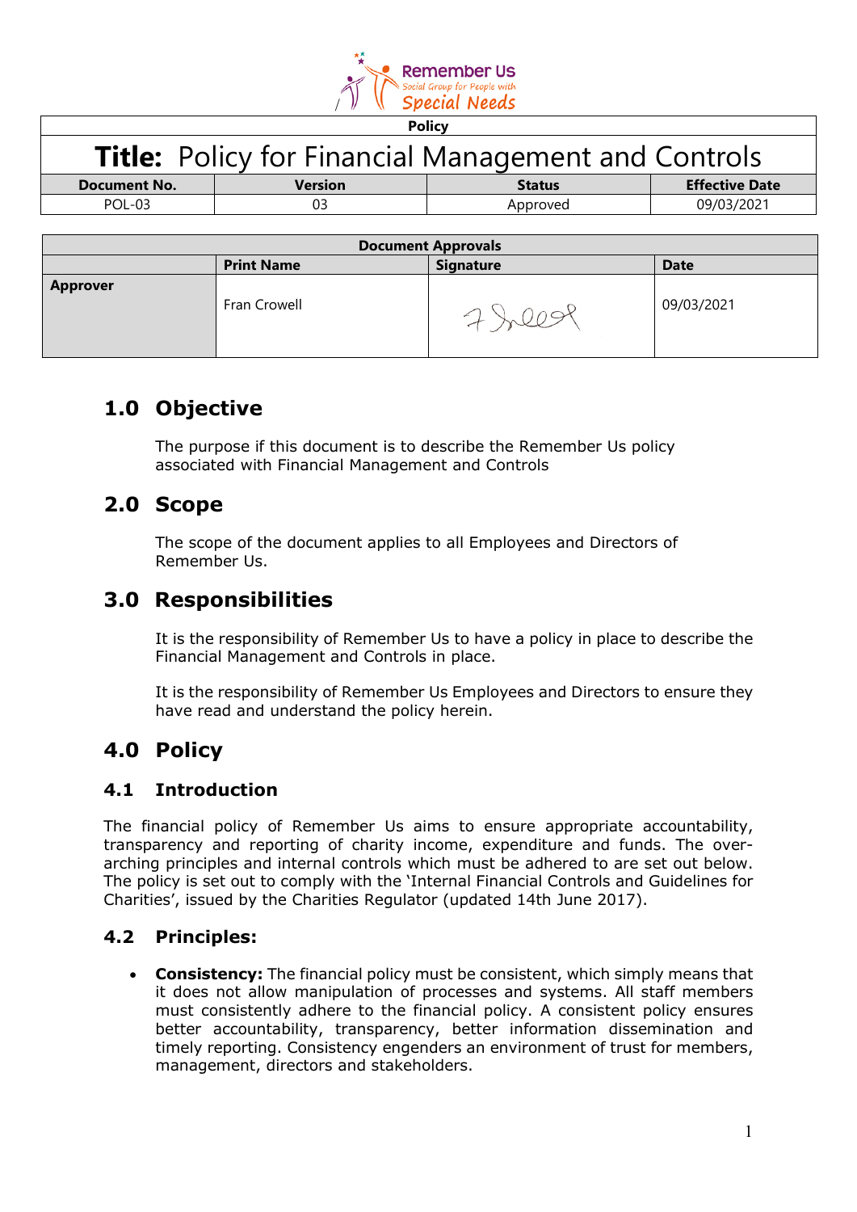Remember Us
Social Group for People with
Special Needs

| Policy | | | |
|---|---|---|---|
| **Title:** Policy for Financial Management and Controls | | | |
| **Document No.** | **Version** | **Status** | **Effective Date** |
| POL-03 | 03 | Approved | 09/03/2021 |

| Document Approvals | | | |
|---|---|---|---|
| | **Print Name** | **Signature** | **Date** |
| **Approver** | Fran Crowell | F Crowell | 09/03/2021 |

# 1.0 Objective

The purpose if this document is to describe the Remember Us policy associated with Financial Management and Controls

# 2.0 Scope

The scope of the document applies to all Employees and Directors of Remember Us.

# 3.0 Responsibilities

It is the responsibility of Remember Us to have a policy in place to describe the Financial Management and Controls in place.

It is the responsibility of Remember Us Employees and Directors to ensure they have read and understand the policy herein.

# 4.0 Policy

## 4.1 Introduction

The financial policy of Remember Us aims to ensure appropriate accountability, transparency and reporting of charity income, expenditure and funds. The over-arching principles and internal controls which must be adhered to are set out below. The policy is set out to comply with the 'Internal Financial Controls and Guidelines for Charities', issued by the Charities Regulator (updated 14th June 2017).

## 4.2 Principles:

- **Consistency:** The financial policy must be consistent, which simply means that it does not allow manipulation of processes and systems. All staff members must consistently adhere to the financial policy. A consistent policy ensures better accountability, transparency, better information dissemination and timely reporting. Consistency engenders an environment of trust for members, management, directors and stakeholders.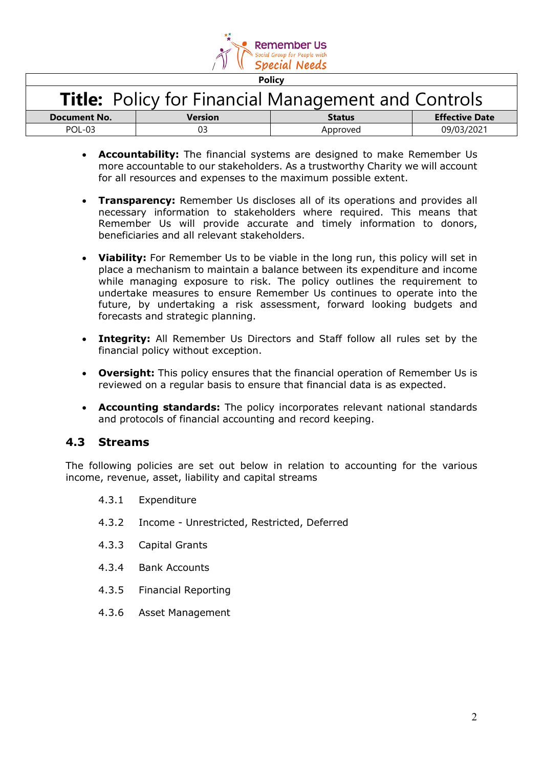- **Accountability:** The financial systems are designed to make Remember Us more accountable to our stakeholders. As a trustworthy Charity we will account for all resources and expenses to the maximum possible extent.

- **Transparency:** Remember Us discloses all of its operations and provides all necessary information to stakeholders where required. This means that Remember Us will provide accurate and timely information to donors, beneficiaries and all relevant stakeholders.

- **Viability:** For Remember Us to be viable in the long run, this policy will set in place a mechanism to maintain a balance between its expenditure and income while managing exposure to risk. The policy outlines the requirement to undertake measures to ensure Remember Us continues to operate into the future, by undertaking a risk assessment, forward looking budgets and forecasts and strategic planning.

- **Integrity:** All Remember Us Directors and Staff follow all rules set by the financial policy without exception.

- **Oversight:** This policy ensures that the financial operation of Remember Us is reviewed on a regular basis to ensure that financial data is as expected.

- **Accounting standards:** The policy incorporates relevant national standards and protocols of financial accounting and record keeping.

### 4.3 Streams

The following policies are set out below in relation to accounting for the various income, revenue, asset, liability and capital streams

4.3.1 Expenditure

4.3.2 Income - Unrestricted, Restricted, Deferred

4.3.3 Capital Grants

4.3.4 Bank Accounts

4.3.5 Financial Reporting

4.3.6 Asset Management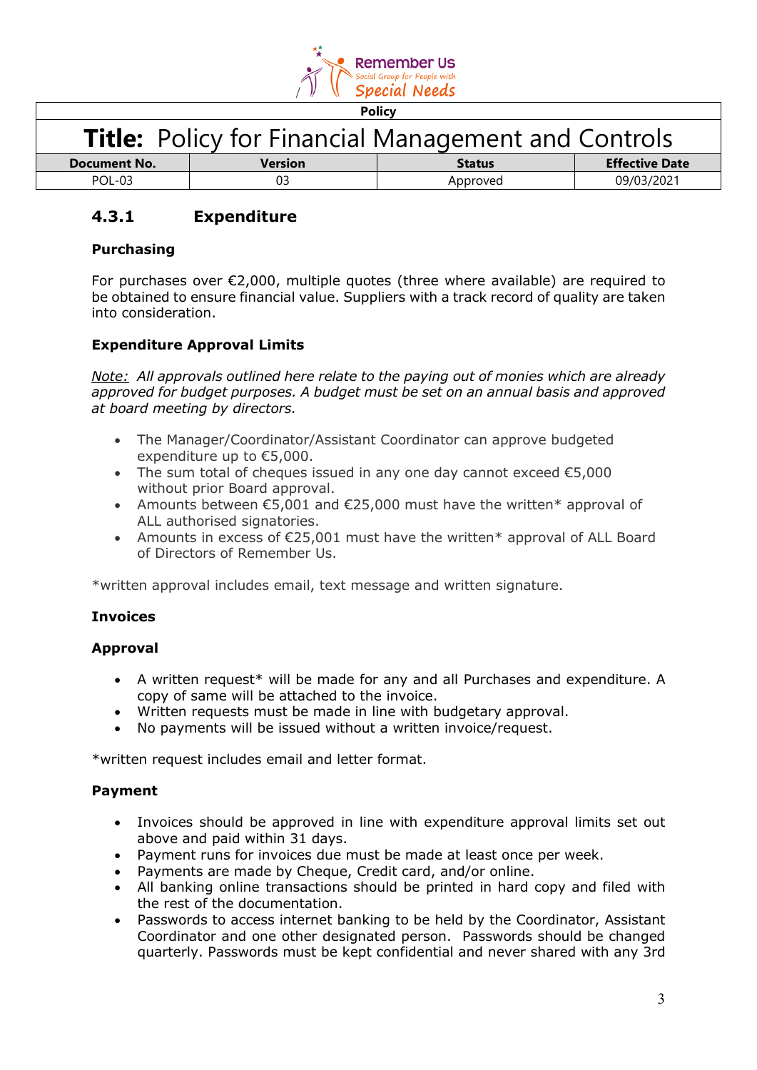### 4.3.1 Expenditure

**Purchasing**

For purchases over €2,000, multiple quotes (three where available) are required to be obtained to ensure financial value. Suppliers with a track record of quality are taken into consideration.

**Expenditure Approval Limits**

*Note: All approvals outlined here relate to the paying out of monies which are already approved for budget purposes. A budget must be set on an annual basis and approved at board meeting by directors.*

- The Manager/Coordinator/Assistant Coordinator can approve budgeted expenditure up to €5,000.
- The sum total of cheques issued in any one day cannot exceed €5,000 without prior Board approval.
- Amounts between €5,001 and €25,000 must have the written* approval of ALL authorised signatories.
- Amounts in excess of €25,001 must have the written* approval of ALL Board of Directors of Remember Us.

*written approval includes email, text message and written signature.

**Invoices**

**Approval**

- A written request* will be made for any and all Purchases and expenditure. A copy of same will be attached to the invoice.
- Written requests must be made in line with budgetary approval.
- No payments will be issued without a written invoice/request.

*written request includes email and letter format.

**Payment**

- Invoices should be approved in line with expenditure approval limits set out above and paid within 31 days.
- Payment runs for invoices due must be made at least once per week.
- Payments are made by Cheque, Credit card, and/or online.
- All banking online transactions should be printed in hard copy and filed with the rest of the documentation.
- Passwords to access internet banking to be held by the Coordinator, Assistant Coordinator and one other designated person. Passwords should be changed quarterly. Passwords must be kept confidential and never shared with any 3rd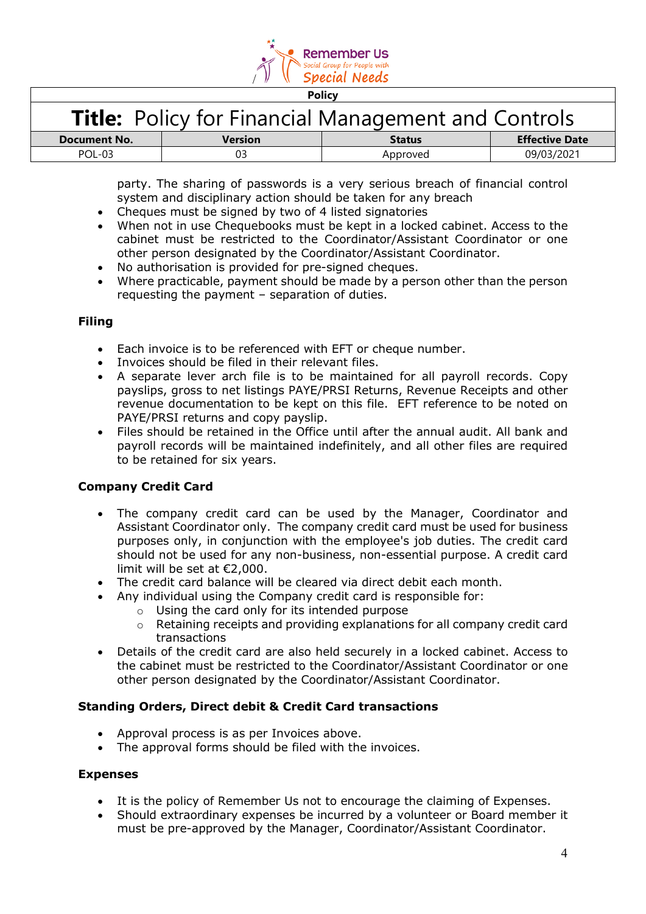party. The sharing of passwords is a very serious breach of financial control system and disciplinary action should be taken for any breach

- Cheques must be signed by two of 4 listed signatories
- When not in use Chequebooks must be kept in a locked cabinet. Access to the cabinet must be restricted to the Coordinator/Assistant Coordinator or one other person designated by the Coordinator/Assistant Coordinator.
- No authorisation is provided for pre-signed cheques.
- Where practicable, payment should be made by a person other than the person requesting the payment – separation of duties.

**Filing**

- Each invoice is to be referenced with EFT or cheque number.
- Invoices should be filed in their relevant files.
- A separate lever arch file is to be maintained for all payroll records. Copy payslips, gross to net listings PAYE/PRSI Returns, Revenue Receipts and other revenue documentation to be kept on this file. EFT reference to be noted on PAYE/PRSI returns and copy payslip.
- Files should be retained in the Office until after the annual audit. All bank and payroll records will be maintained indefinitely, and all other files are required to be retained for six years.

**Company Credit Card**

- The company credit card can be used by the Manager, Coordinator and Assistant Coordinator only. The company credit card must be used for business purposes only, in conjunction with the employee's job duties. The credit card should not be used for any non-business, non-essential purpose. A credit card limit will be set at €2,000.
- The credit card balance will be cleared via direct debit each month.
- Any individual using the Company credit card is responsible for:
  - Using the card only for its intended purpose
  - Retaining receipts and providing explanations for all company credit card transactions
- Details of the credit card are also held securely in a locked cabinet. Access to the cabinet must be restricted to the Coordinator/Assistant Coordinator or one other person designated by the Coordinator/Assistant Coordinator.

**Standing Orders, Direct debit & Credit Card transactions**

- Approval process is as per Invoices above.
- The approval forms should be filed with the invoices.

**Expenses**

- It is the policy of Remember Us not to encourage the claiming of Expenses.
- Should extraordinary expenses be incurred by a volunteer or Board member it must be pre-approved by the Manager, Coordinator/Assistant Coordinator.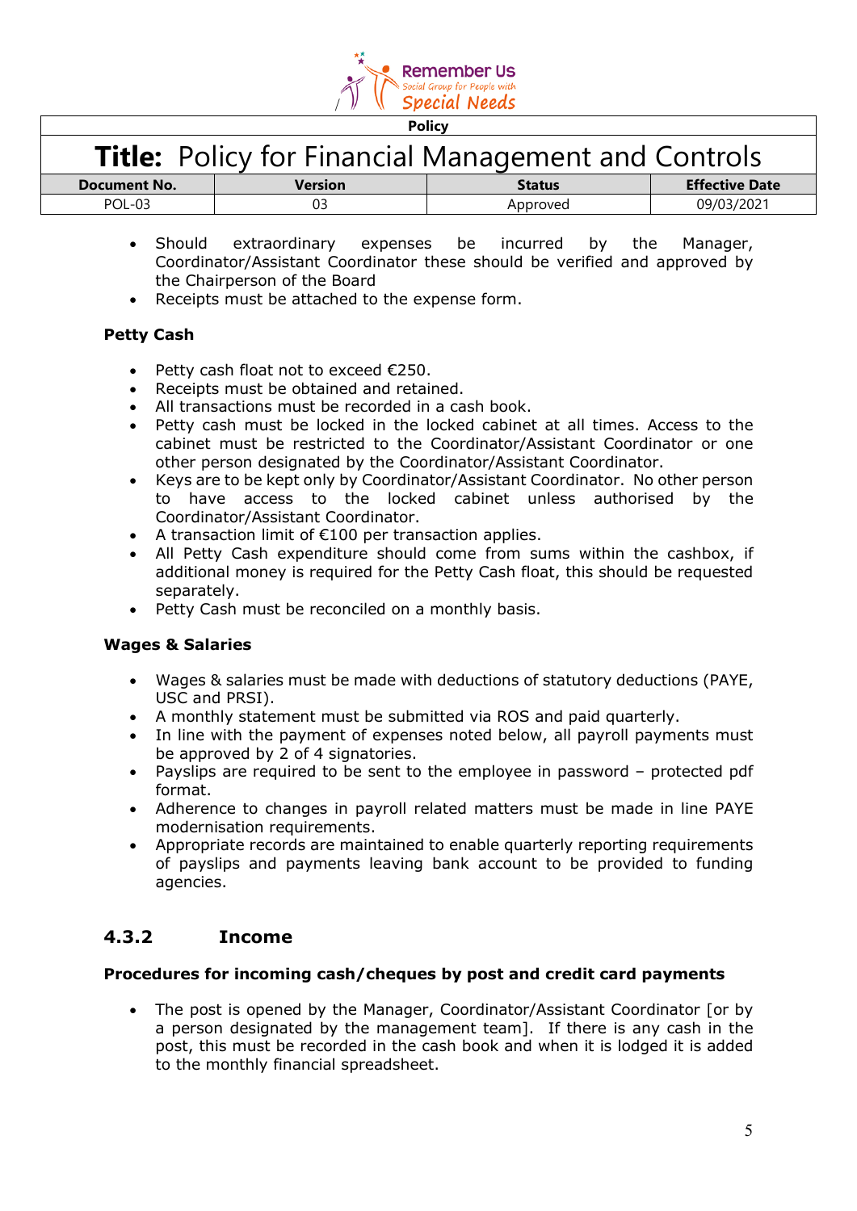- Should extraordinary expenses be incurred by the Manager, Coordinator/Assistant Coordinator these should be verified and approved by the Chairperson of the Board
- Receipts must be attached to the expense form.

**Petty Cash**

- Petty cash float not to exceed €250.
- Receipts must be obtained and retained.
- All transactions must be recorded in a cash book.
- Petty cash must be locked in the locked cabinet at all times. Access to the cabinet must be restricted to the Coordinator/Assistant Coordinator or one other person designated by the Coordinator/Assistant Coordinator.
- Keys are to be kept only by Coordinator/Assistant Coordinator. No other person to have access to the locked cabinet unless authorised by the Coordinator/Assistant Coordinator.
- A transaction limit of €100 per transaction applies.
- All Petty Cash expenditure should come from sums within the cashbox, if additional money is required for the Petty Cash float, this should be requested separately.
- Petty Cash must be reconciled on a monthly basis.

**Wages & Salaries**

- Wages & salaries must be made with deductions of statutory deductions (PAYE, USC and PRSI).
- A monthly statement must be submitted via ROS and paid quarterly.
- In line with the payment of expenses noted below, all payroll payments must be approved by 2 of 4 signatories.
- Payslips are required to be sent to the employee in password – protected pdf format.
- Adherence to changes in payroll related matters must be made in line PAYE modernisation requirements.
- Appropriate records are maintained to enable quarterly reporting requirements of payslips and payments leaving bank account to be provided to funding agencies.

### 4.3.2 Income

**Procedures for incoming cash/cheques by post and credit card payments**

- The post is opened by the Manager, Coordinator/Assistant Coordinator [or by a person designated by the management team]. If there is any cash in the post, this must be recorded in the cash book and when it is lodged it is added to the monthly financial spreadsheet.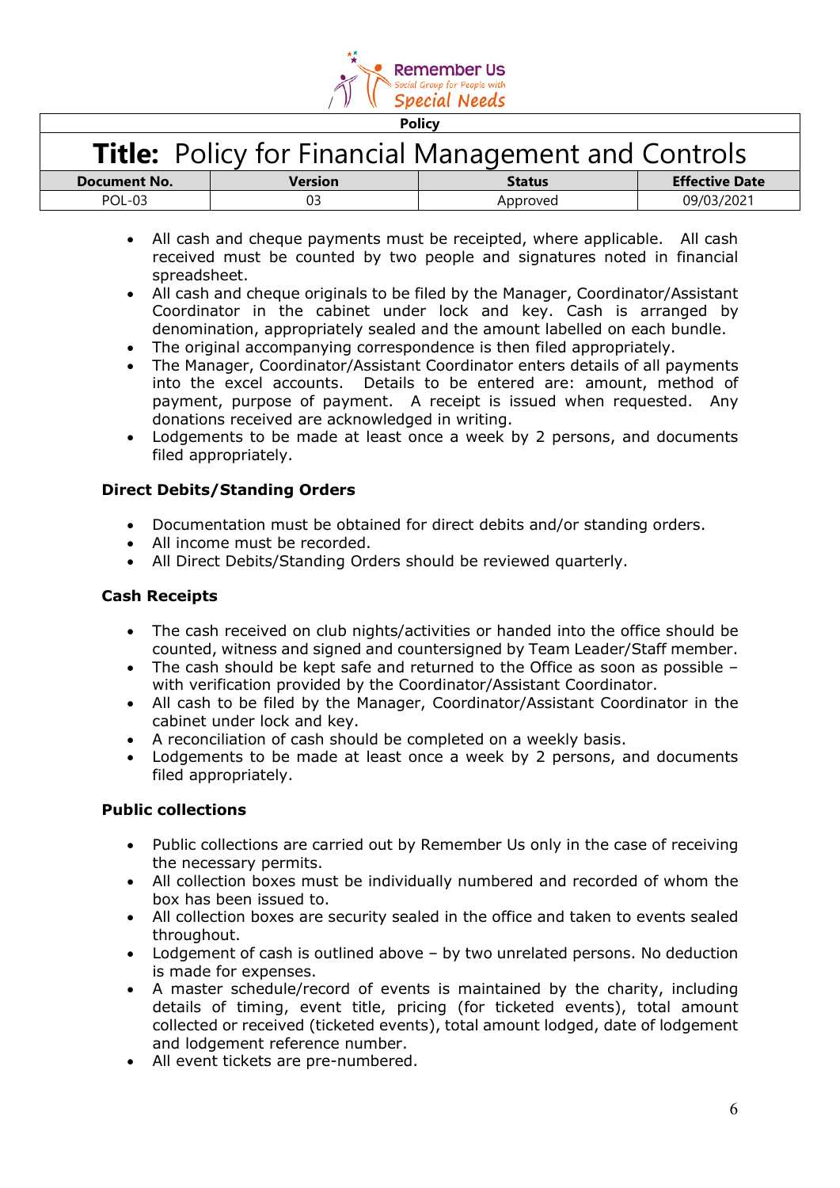- All cash and cheque payments must be receipted, where applicable. All cash received must be counted by two people and signatures noted in financial spreadsheet.
- All cash and cheque originals to be filed by the Manager, Coordinator/Assistant Coordinator in the cabinet under lock and key. Cash is arranged by denomination, appropriately sealed and the amount labelled on each bundle.
- The original accompanying correspondence is then filed appropriately.
- The Manager, Coordinator/Assistant Coordinator enters details of all payments into the excel accounts. Details to be entered are: amount, method of payment, purpose of payment. A receipt is issued when requested. Any donations received are acknowledged in writing.
- Lodgements to be made at least once a week by 2 persons, and documents filed appropriately.

**Direct Debits/Standing Orders**

- Documentation must be obtained for direct debits and/or standing orders.
- All income must be recorded.
- All Direct Debits/Standing Orders should be reviewed quarterly.

**Cash Receipts**

- The cash received on club nights/activities or handed into the office should be counted, witness and signed and countersigned by Team Leader/Staff member.
- The cash should be kept safe and returned to the Office as soon as possible – with verification provided by the Coordinator/Assistant Coordinator.
- All cash to be filed by the Manager, Coordinator/Assistant Coordinator in the cabinet under lock and key.
- A reconciliation of cash should be completed on a weekly basis.
- Lodgements to be made at least once a week by 2 persons, and documents filed appropriately.

**Public collections**

- Public collections are carried out by Remember Us only in the case of receiving the necessary permits.
- All collection boxes must be individually numbered and recorded of whom the box has been issued to.
- All collection boxes are security sealed in the office and taken to events sealed throughout.
- Lodgement of cash is outlined above – by two unrelated persons. No deduction is made for expenses.
- A master schedule/record of events is maintained by the charity, including details of timing, event title, pricing (for ticketed events), total amount collected or received (ticketed events), total amount lodged, date of lodgement and lodgement reference number.
- All event tickets are pre-numbered.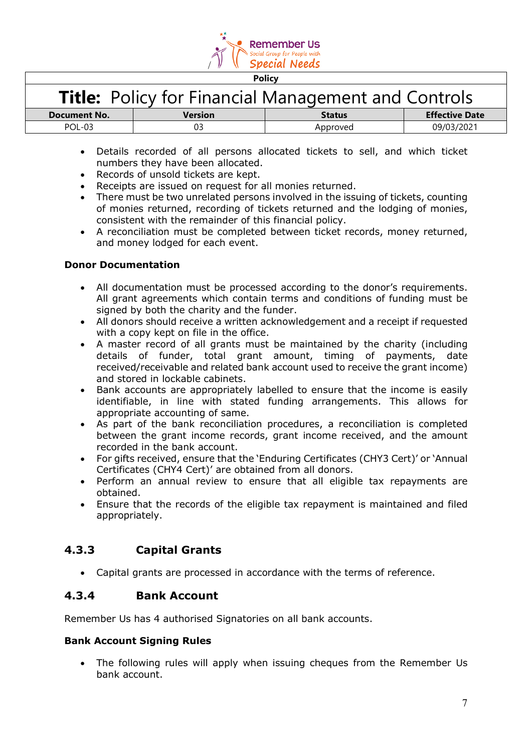- Details recorded of all persons allocated tickets to sell, and which ticket numbers they have been allocated.
- Records of unsold tickets are kept.
- Receipts are issued on request for all monies returned.
- There must be two unrelated persons involved in the issuing of tickets, counting of monies returned, recording of tickets returned and the lodging of monies, consistent with the remainder of this financial policy.
- A reconciliation must be completed between ticket records, money returned, and money lodged for each event.

**Donor Documentation**

- All documentation must be processed according to the donor's requirements. All grant agreements which contain terms and conditions of funding must be signed by both the charity and the funder.
- All donors should receive a written acknowledgement and a receipt if requested with a copy kept on file in the office.
- A master record of all grants must be maintained by the charity (including details of funder, total grant amount, timing of payments, date received/receivable and related bank account used to receive the grant income) and stored in lockable cabinets.
- Bank accounts are appropriately labelled to ensure that the income is easily identifiable, in line with stated funding arrangements. This allows for appropriate accounting of same.
- As part of the bank reconciliation procedures, a reconciliation is completed between the grant income records, grant income received, and the amount recorded in the bank account.
- For gifts received, ensure that the 'Enduring Certificates (CHY3 Cert)' or 'Annual Certificates (CHY4 Cert)' are obtained from all donors.
- Perform an annual review to ensure that all eligible tax repayments are obtained.
- Ensure that the records of the eligible tax repayment is maintained and filed appropriately.

### 4.3.3 Capital Grants

- Capital grants are processed in accordance with the terms of reference.

### 4.3.4 Bank Account

Remember Us has 4 authorised Signatories on all bank accounts.

**Bank Account Signing Rules**

- The following rules will apply when issuing cheques from the Remember Us bank account.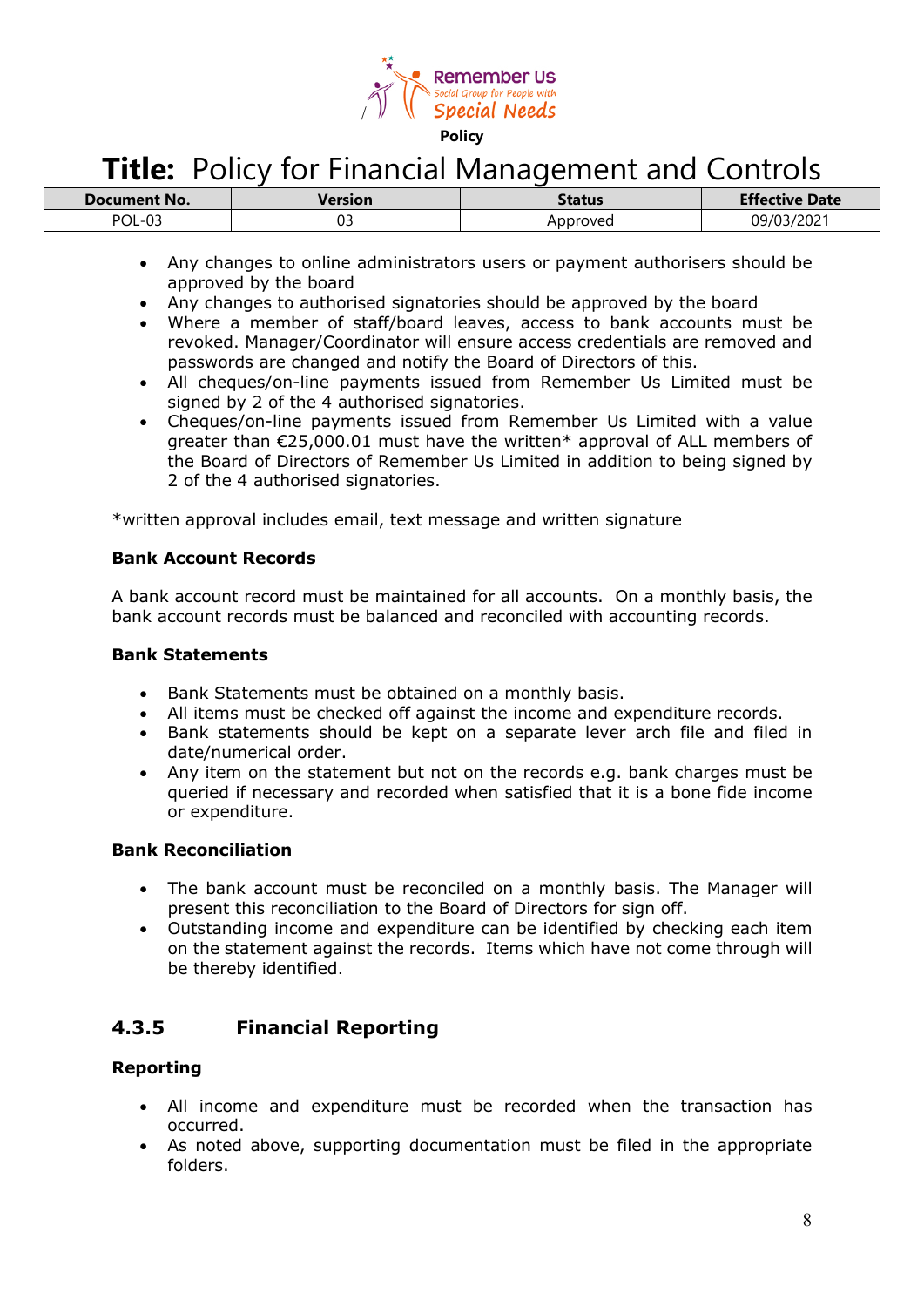- Any changes to online administrators users or payment authorisers should be approved by the board
- Any changes to authorised signatories should be approved by the board
- Where a member of staff/board leaves, access to bank accounts must be revoked. Manager/Coordinator will ensure access credentials are removed and passwords are changed and notify the Board of Directors of this.
- All cheques/on-line payments issued from Remember Us Limited must be signed by 2 of the 4 authorised signatories.
- Cheques/on-line payments issued from Remember Us Limited with a value greater than €25,000.01 must have the written* approval of ALL members of the Board of Directors of Remember Us Limited in addition to being signed by 2 of the 4 authorised signatories.

*written approval includes email, text message and written signature

**Bank Account Records**

A bank account record must be maintained for all accounts. On a monthly basis, the bank account records must be balanced and reconciled with accounting records.

**Bank Statements**

- Bank Statements must be obtained on a monthly basis.
- All items must be checked off against the income and expenditure records.
- Bank statements should be kept on a separate lever arch file and filed in date/numerical order.
- Any item on the statement but not on the records e.g. bank charges must be queried if necessary and recorded when satisfied that it is a bone fide income or expenditure.

**Bank Reconciliation**

- The bank account must be reconciled on a monthly basis. The Manager will present this reconciliation to the Board of Directors for sign off.
- Outstanding income and expenditure can be identified by checking each item on the statement against the records. Items which have not come through will be thereby identified.

### 4.3.5 Financial Reporting

**Reporting**

- All income and expenditure must be recorded when the transaction has occurred.
- As noted above, supporting documentation must be filed in the appropriate folders.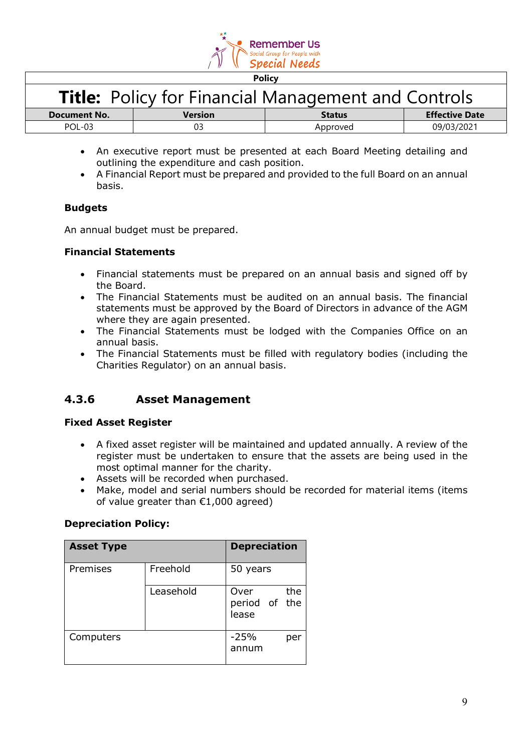- An executive report must be presented at each Board Meeting detailing and outlining the expenditure and cash position.
- A Financial Report must be prepared and provided to the full Board on an annual basis.

**Budgets**

An annual budget must be prepared.

**Financial Statements**

- Financial statements must be prepared on an annual basis and signed off by the Board.
- The Financial Statements must be audited on an annual basis. The financial statements must be approved by the Board of Directors in advance of the AGM where they are again presented.
- The Financial Statements must be lodged with the Companies Office on an annual basis.
- The Financial Statements must be filled with regulatory bodies (including the Charities Regulator) on an annual basis.

### 4.3.6 Asset Management

**Fixed Asset Register**

- A fixed asset register will be maintained and updated annually. A review of the register must be undertaken to ensure that the assets are being used in the most optimal manner for the charity.
- Assets will be recorded when purchased.
- Make, model and serial numbers should be recorded for material items (items of value greater than €1,000 agreed)

**Depreciation Policy:**

| Asset Type | | Depreciation |
|---|---|---|
| Premises | Freehold | 50 years |
| | Leasehold | Over the period of the lease |
| Computers | | -25% per annum |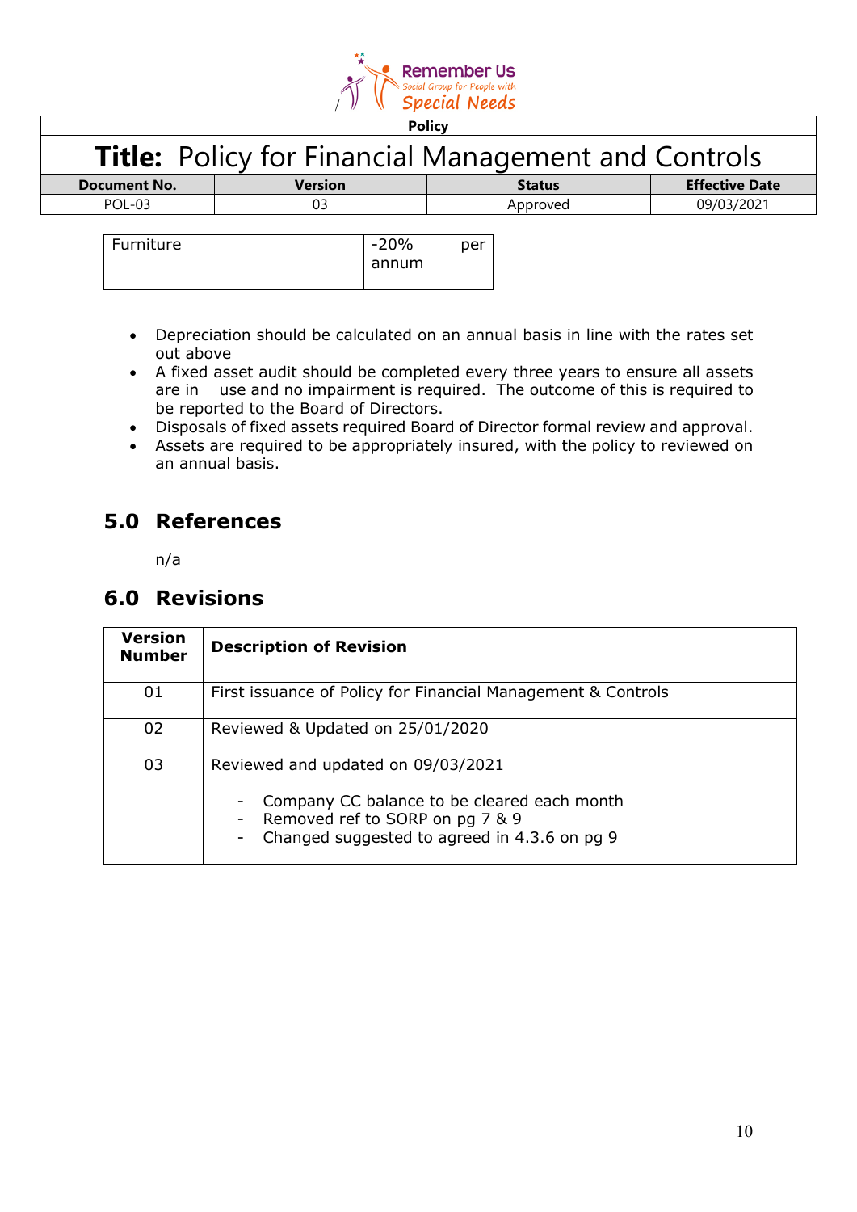| | |
|---|---|
| Furniture | -20% per annum |

- Depreciation should be calculated on an annual basis in line with the rates set out above
- A fixed asset audit should be completed every three years to ensure all assets are in use and no impairment is required. The outcome of this is required to be reported to the Board of Directors.
- Disposals of fixed assets required Board of Director formal review and approval.
- Assets are required to be appropriately insured, with the policy to reviewed on an annual basis.

## 5.0 References

n/a

## 6.0 Revisions

| Version Number | Description of Revision |
|---|---|
| 01 | First issuance of Policy for Financial Management & Controls |
| 02 | Reviewed & Updated on 25/01/2020 |
| 03 | Reviewed and updated on 09/03/2021<br>- Company CC balance to be cleared each month<br>- Removed ref to SORP on pg 7 & 9<br>- Changed suggested to agreed in 4.3.6 on pg 9 |